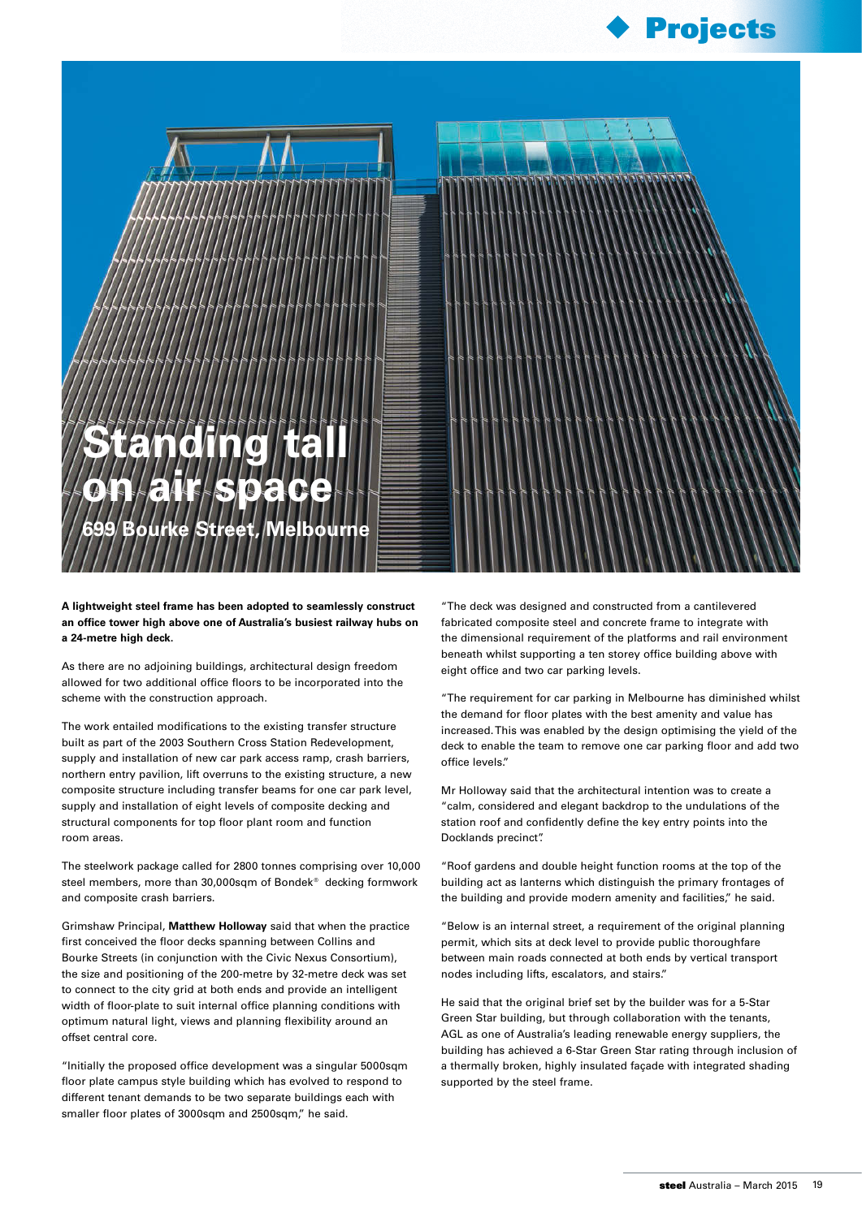# Standing tall on air space

## 699 Bourke Street, Melbourne

**A lightweight steel frame has been adopted to seamlessly construct an office tower high above one of Australia's busiest railway hubs on a 24-metre high deck.**

As there are no adjoining buildings, architectural design freedom allowed for two additional office floors to be incorporated into the scheme with the construction approach.

The work entailed modifications to the existing transfer structure built as part of the 2003 Southern Cross Station Redevelopment, supply and installation of new car park access ramp, crash barriers, northern entry pavilion, lift overruns to the existing structure, a new composite structure including transfer beams for one car park level, supply and installation of eight levels of composite decking and structural components for top floor plant room and function room areas.

The steelwork package called for 2800 tonnes comprising over 10,000 steel members, more than 30,000sqm of Bondek® decking formwork and composite crash barriers.

Grimshaw Principal, **Matthew Holloway** said that when the practice first conceived the floor decks spanning between Collins and Bourke Streets (in conjunction with the Civic Nexus Consortium), the size and positioning of the 200-metre by 32-metre deck was set to connect to the city grid at both ends and provide an intelligent width of floor-plate to suit internal office planning conditions with optimum natural light, views and planning flexibility around an offset central core.

"Initially the proposed office development was a singular 5000sqm floor plate campus style building which has evolved to respond to different tenant demands to be two separate buildings each with smaller floor plates of 3000sqm and 2500sqm," he said.

"The deck was designed and constructed from a cantilevered fabricated composite steel and concrete frame to integrate with the dimensional requirement of the platforms and rail environment beneath whilst supporting a ten storey office building above with eight office and two car parking levels.

"The requirement for car parking in Melbourne has diminished whilst the demand for floor plates with the best amenity and value has increased. This was enabled by the design optimising the yield of the deck to enable the team to remove one car parking floor and add two office levels."

Mr Holloway said that the architectural intention was to create a "calm, considered and elegant backdrop to the undulations of the station roof and confidently define the key entry points into the Docklands precinct".

"Roof gardens and double height function rooms at the top of the building act as lanterns which distinguish the primary frontages of the building and provide modern amenity and facilities," he said.

"Below is an internal street, a requirement of the original planning permit, which sits at deck level to provide public thoroughfare between main roads connected at both ends by vertical transport nodes including lifts, escalators, and stairs."

He said that the original brief set by the builder was for a 5-Star Green Star building, but through collaboration with the tenants, AGL as one of Australia's leading renewable energy suppliers, the building has achieved a 6-Star Green Star rating through inclusion of a thermally broken, highly insulated façade with integrated shading supported by the steel frame.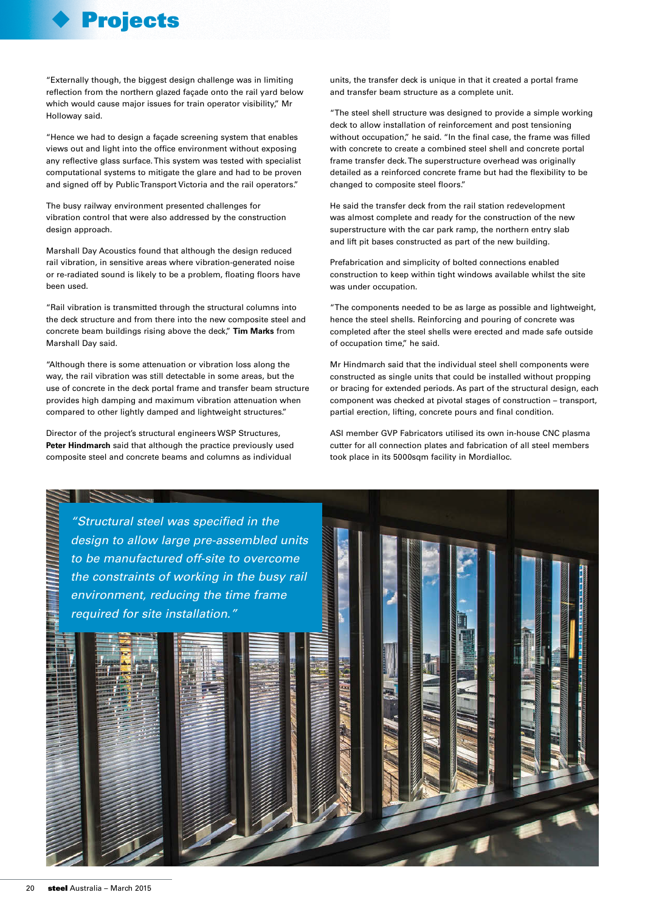"Externally though, the biggest design challenge was in limiting reflection from the northern glazed façade onto the rail yard below which would cause major issues for train operator visibility," Mr Holloway said.

"Hence we had to design a façade screening system that enables views out and light into the office environment without exposing any reflective glass surface. This system was tested with specialist computational systems to mitigate the glare and had to be proven and signed off by Public Transport Victoria and the rail operators."

The busy railway environment presented challenges for vibration control that were also addressed by the construction design approach.

Marshall Day Acoustics found that although the design reduced rail vibration, in sensitive areas where vibration-generated noise or re-radiated sound is likely to be a problem, floating floors have been used.

"Rail vibration is transmitted through the structural columns into the deck structure and from there into the new composite steel and concrete beam buildings rising above the deck," **Tim Marks** from Marshall Day said.

"Although there is some attenuation or vibration loss along the way, the rail vibration was still detectable in some areas, but the use of concrete in the deck portal frame and transfer beam structure provides high damping and maximum vibration attenuation when compared to other lightly damped and lightweight structures."

Director of the project's structural engineers WSP Structures, **Peter Hindmarch** said that although the practice previously used composite steel and concrete beams and columns as individual units, the transfer deck is unique in that it created a portal frame and transfer beam structure as a complete unit.

"The steel shell structure was designed to provide a simple working deck to allow installation of reinforcement and post tensioning without occupation," he said. "In the final case, the frame was filled with concrete to create a combined steel shell and concrete portal frame transfer deck. The superstructure overhead was originally detailed as a reinforced concrete frame but had the flexibility to be changed to composite steel floors."

He said the transfer deck from the rail station redevelopment was almost complete and ready for the construction of the new superstructure with the car park ramp, the northern entry slab and lift pit bases constructed as part of the new building.

Prefabrication and simplicity of bolted connections enabled construction to keep within tight windows available whilst the site was under occupation.

"The components needed to be as large as possible and lightweight, hence the steel shells. Reinforcing and pouring of concrete was completed after the steel shells were erected and made safe outside of occupation time," he said.

Mr Hindmarch said that the individual steel shell components were constructed as single units that could be installed without propping or bracing for extended periods. As part of the structural design, each component was checked at pivotal stages of construction – transport, partial erection, lifting, concrete pours and final condition.

ASI member GVP Fabricators utilised its own in-house CNC plasma cutter for all connection plates and fabrication of all steel members took place in its 5000sqm facility in Mordialloc.

*"Structural steel was specified in the design to allow large pre-assembled units to be manufactured off-site to overcome the constraints of working in the busy rail environment, reducing the time frame required for site installation."*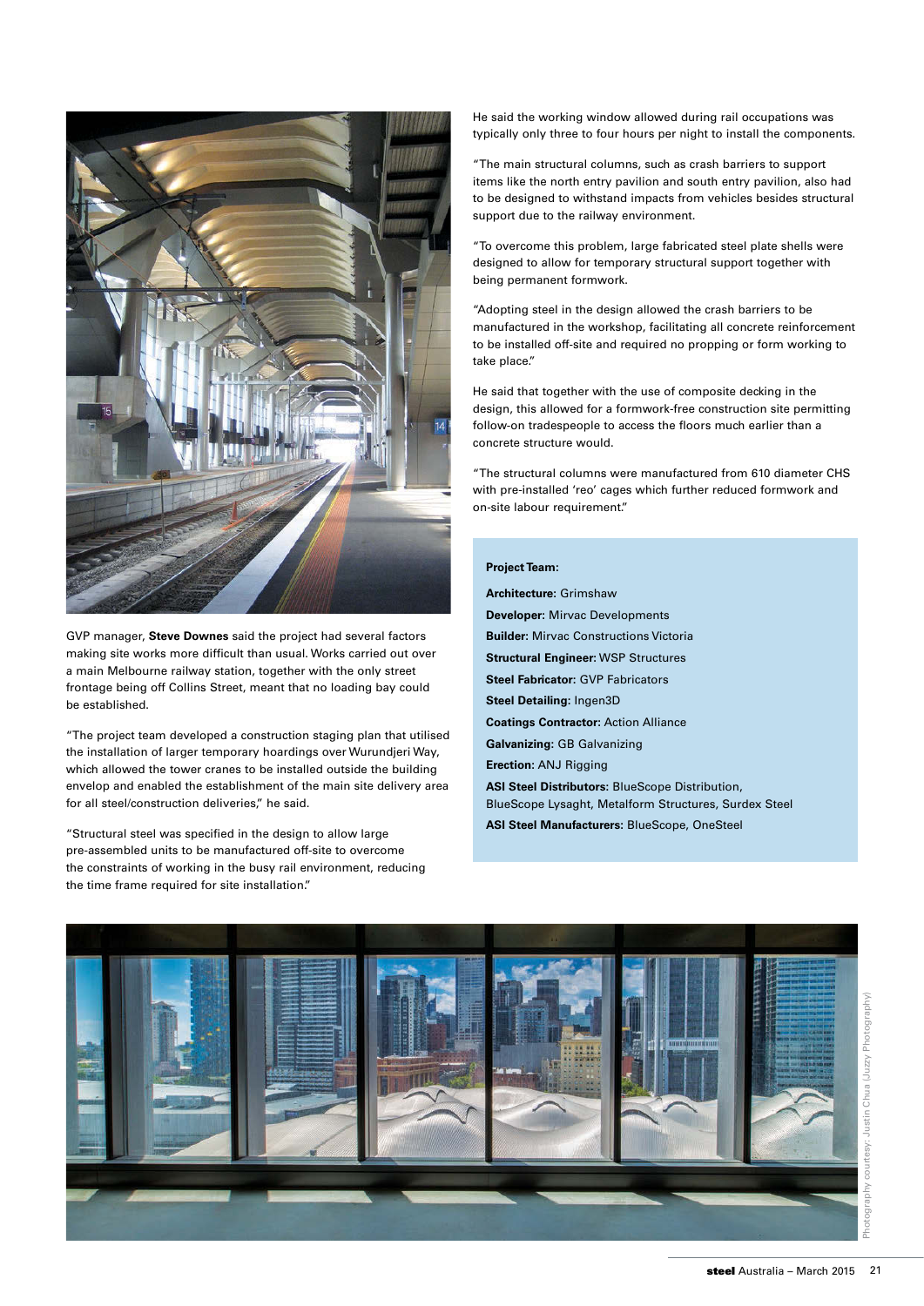GVP manager, **Steve Downes** said the project had several factors making site works more difficult than usual. Works carried out over a main Melbourne railway station, together with the only street frontage being off Collins Street, meant that no loading bay could be established.

"The project team developed a construction staging plan that utilised the installation of larger temporary hoardings over Wurundjeri Way, which allowed the tower cranes to be installed outside the building envelop and enabled the establishment of the main site delivery area for all steel/construction deliveries," he said.

"Structural steel was specified in the design to allow large pre-assembled units to be manufactured off-site to overcome the constraints of working in the busy rail environment, reducing the time frame required for site installation."

He said the working window allowed during rail occupations was typically only three to four hours per night to install the components.

"The main structural columns, such as crash barriers to support items like the north entry pavilion and south entry pavilion, also had to be designed to withstand impacts from vehicles besides structural support due to the railway environment.

"To overcome this problem, large fabricated steel plate shells were designed to allow for temporary structural support together with being permanent formwork.

"Adopting steel in the design allowed the crash barriers to be manufactured in the workshop, facilitating all concrete reinforcement to be installed off-site and required no propping or form working to take place."

He said that together with the use of composite decking in the design, this allowed for a formwork-free construction site permitting follow-on tradespeople to access the floors much earlier than a concrete structure would.

"The structural columns were manufactured from 610 diameter CHS with pre-installed 'reo' cages which further reduced formwork and on-site labour requirement."

**Project Team:**

**Architecture:** Grimshaw

**Developer:** Mirvac Developments

**Builder:** Mirvac Constructions Victoria

**Structural Engineer:** WSP Structures

**Steel Fabricator:** GVP Fabricators

**Steel Detailing:** Ingen3D

**Coatings Contractor:** Action Alliance

**Galvanizing:** GB Galvanizing

**Erection:** ANJ Rigging

**ASI Steel Distributors:** BlueScope Distribution, BlueScope Lysaght, Metalform Structures, Surdex Steel

**ASI Steel Manufacturers:** BlueScope, OneSteel

Photography courtesy: Justin Chua (Juzzy Photography)